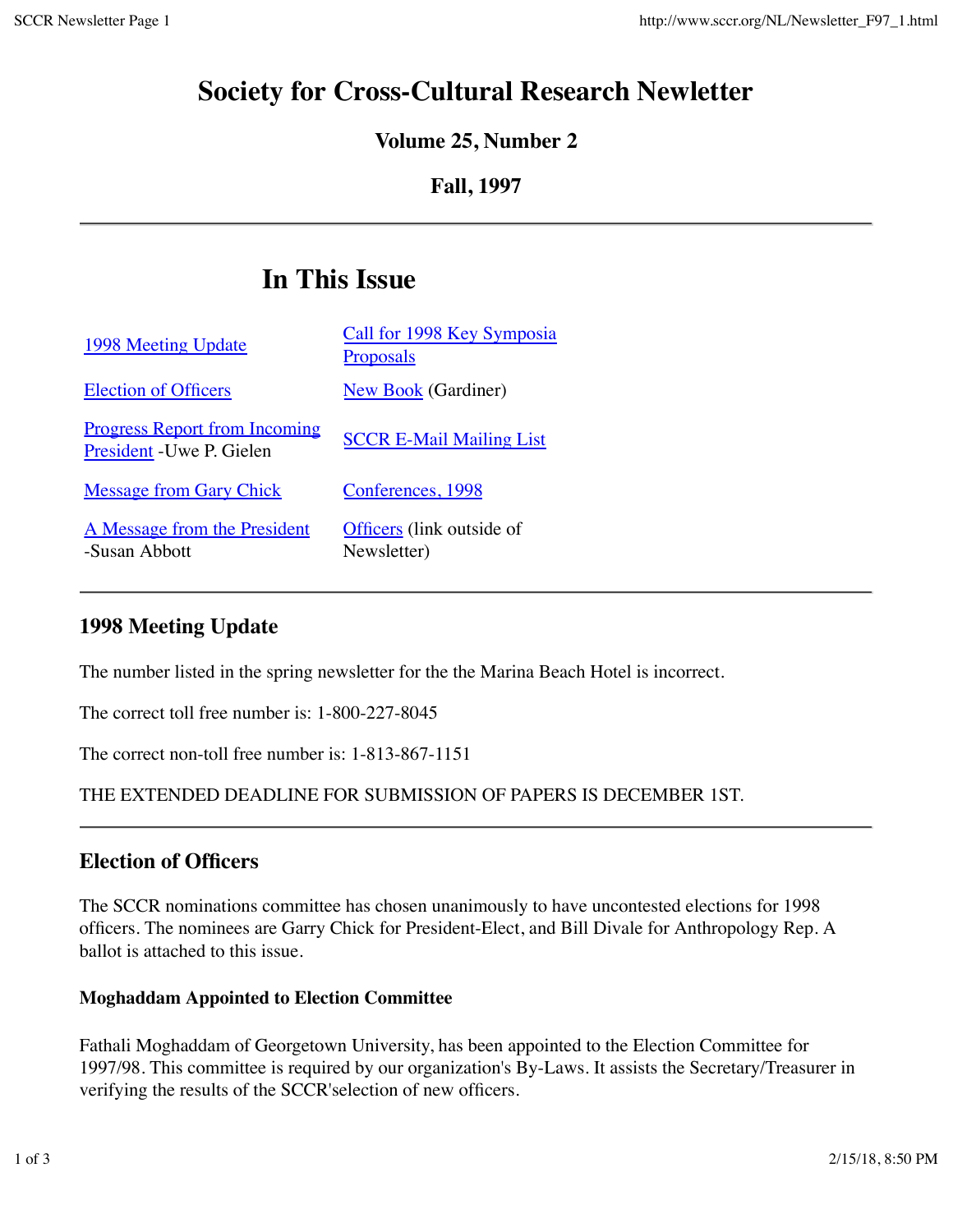# Society for Cross-Cultural Research Newsletter

### Volume 25, Number 2

### Fall, 1997

---

## In This Issue

| | |
|---|---|
| 1998 Meeting Update | Call for 1998 Key Symposia Proposals |
| Election of Officers | New Book (Gardiner) |
| Progress Report from Incoming President -Uwe P. Gielen | SCCR E-Mail Mailing List |
| Message from Gary Chick | Conferences, 1998 |
| A Message from the President -Susan Abbott | Officers (link outside of Newsletter) |

---

## 1998 Meeting Update

The number listed in the spring newsletter for the the Marina Beach Hotel is incorrect.

The correct toll free number is: 1-800-227-8045

The correct non-toll free number is: 1-813-867-1151

THE EXTENDED DEADLINE FOR SUBMISSION OF PAPERS IS DECEMBER 1ST.

---

## Election of Officers

The SCCR nominations committee has chosen unanimously to have uncontested elections for 1998 officers. The nominees are Garry Chick for President-Elect, and Bill Divale for Anthropology Rep. A ballot is attached to this issue.

#### Moghaddam Appointed to Election Committee

Fathali Moghaddam of Georgetown University, has been appointed to the Election Committee for 1997/98. This committee is required by our organization's By-Laws. It assists the Secretary/Treasurer in verifying the results of the SCCR'selection of new officers.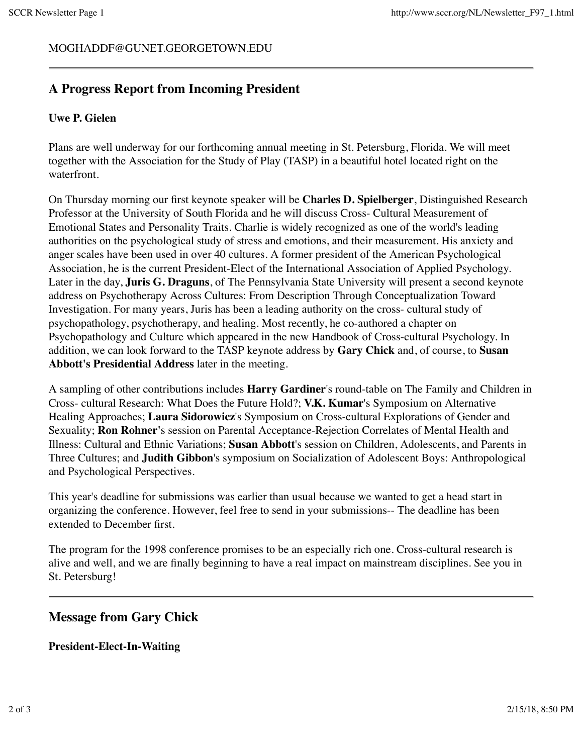MOGHADDF@GUNET.GEORGETOWN.EDU

---

## A Progress Report from Incoming President

**Uwe P. Gielen**

Plans are well underway for our forthcoming annual meeting in St. Petersburg, Florida. We will meet together with the Association for the Study of Play (TASP) in a beautiful hotel located right on the waterfront.

On Thursday morning our first keynote speaker will be **Charles D. Spielberger**, Distinguished Research Professor at the University of South Florida and he will discuss Cross- Cultural Measurement of Emotional States and Personality Traits. Charlie is widely recognized as one of the world's leading authorities on the psychological study of stress and emotions, and their measurement. His anxiety and anger scales have been used in over 40 cultures. A former president of the American Psychological Association, he is the current President-Elect of the International Association of Applied Psychology. Later in the day, **Juris G. Draguns**, of The Pennsylvania State University will present a second keynote address on Psychotherapy Across Cultures: From Description Through Conceptualization Toward Investigation. For many years, Juris has been a leading authority on the cross- cultural study of psychopathology, psychotherapy, and healing. Most recently, he co-authored a chapter on Psychopathology and Culture which appeared in the new Handbook of Cross-cultural Psychology. In addition, we can look forward to the TASP keynote address by **Gary Chick** and, of course, to **Susan Abbott's Presidential Address** later in the meeting.

A sampling of other contributions includes **Harry Gardiner**'s round-table on The Family and Children in Cross- cultural Research: What Does the Future Hold?; **V.K. Kumar**'s Symposium on Alternative Healing Approaches; **Laura Sidorowicz**'s Symposium on Cross-cultural Explorations of Gender and Sexuality; **Ron Rohner**'s session on Parental Acceptance-Rejection Correlates of Mental Health and Illness: Cultural and Ethnic Variations; **Susan Abbott**'s session on Children, Adolescents, and Parents in Three Cultures; and **Judith Gibbon**'s symposium on Socialization of Adolescent Boys: Anthropological and Psychological Perspectives.

This year's deadline for submissions was earlier than usual because we wanted to get a head start in organizing the conference. However, feel free to send in your submissions-- The deadline has been extended to December first.

The program for the 1998 conference promises to be an especially rich one. Cross-cultural research is alive and well, and we are finally beginning to have a real impact on mainstream disciplines. See you in St. Petersburg!

---

## Message from Gary Chick

**President-Elect-In-Waiting**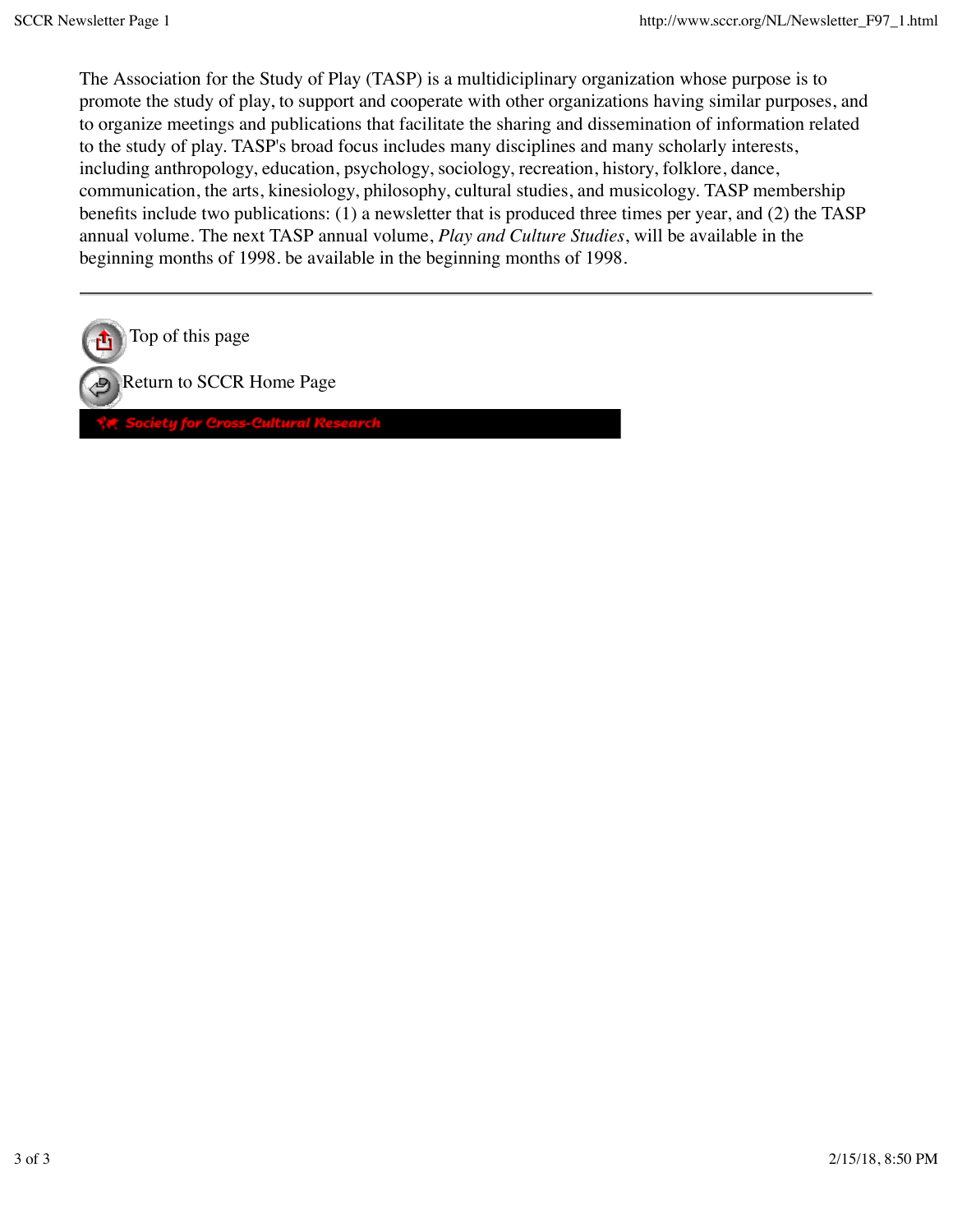The Association for the Study of Play (TASP) is a multidiciplinary organization whose purpose is to promote the study of play, to support and cooperate with other organizations having similar purposes, and to organize meetings and publications that facilitate the sharing and dissemination of information related to the study of play. TASP's broad focus includes many disciplines and many scholarly interests, including anthropology, education, psychology, sociology, recreation, history, folklore, dance, communication, the arts, kinesiology, philosophy, cultural studies, and musicology. TASP membership benefits include two publications: (1) a newsletter that is produced three times per year, and (2) the TASP annual volume. The next TASP annual volume, *Play and Culture Studies*, will be available in the beginning months of 1998. be available in the beginning months of 1998.

---

Top of this page

Return to SCCR Home Page

Society for Cross-Cultural Research